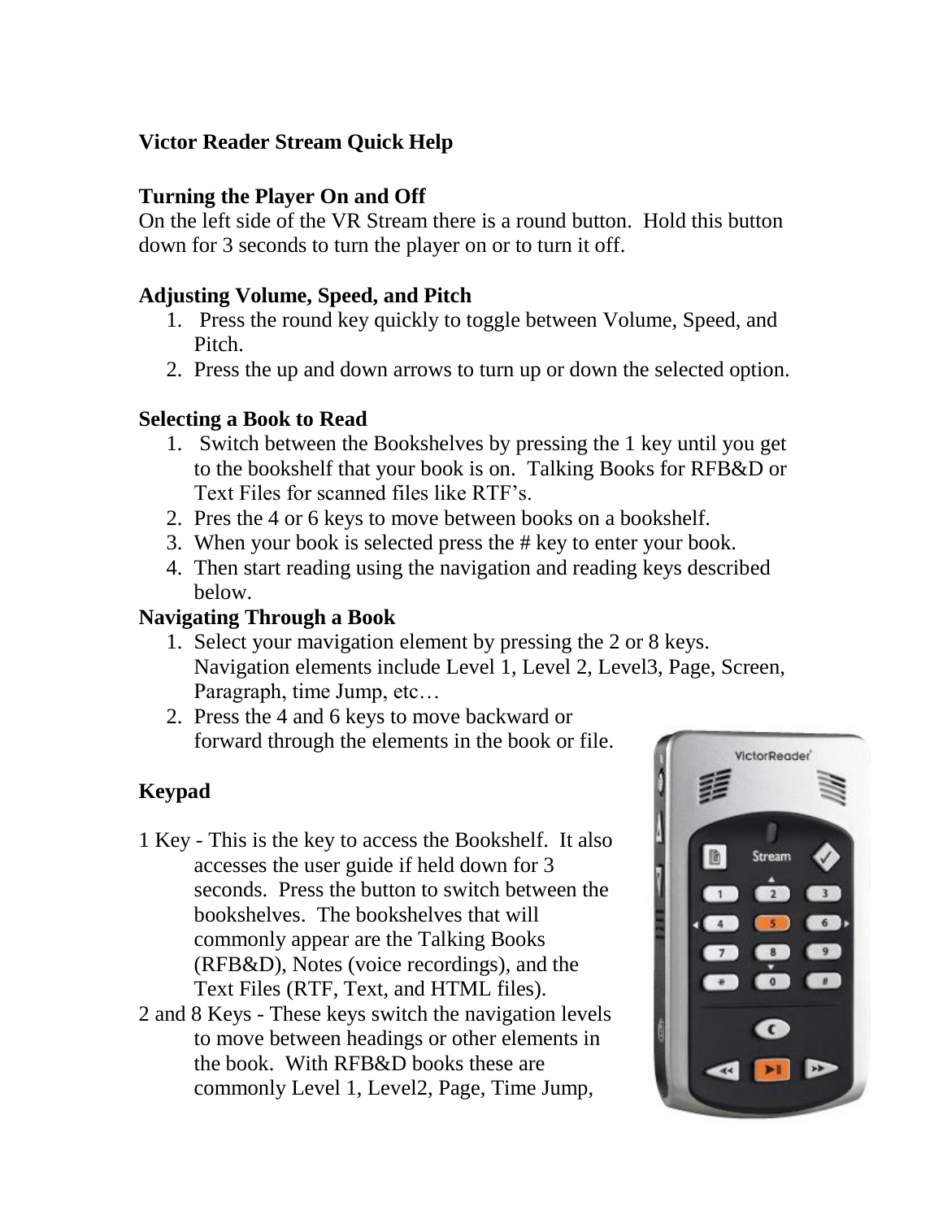# Victor Reader Stream Quick Help

## Turning the Player On and Off

On the left side of the VR Stream there is a round button. Hold this button down for 3 seconds to turn the player on or to turn it off.

## Adjusting Volume, Speed, and Pitch

1. Press the round key quickly to toggle between Volume, Speed, and Pitch.
2. Press the up and down arrows to turn up or down the selected option.

## Selecting a Book to Read

1. Switch between the Bookshelves by pressing the 1 key until you get to the bookshelf that your book is on. Talking Books for RFB&D or Text Files for scanned files like RTF's.
2. Pres the 4 or 6 keys to move between books on a bookshelf.
3. When your book is selected press the # key to enter your book.
4. Then start reading using the navigation and reading keys described below.

## Navigating Through a Book

1. Select your mavigation element by pressing the 2 or 8 keys. Navigation elements include Level 1, Level 2, Level3, Page, Screen, Paragraph, time Jump, etc…
2. Press the 4 and 6 keys to move backward or forward through the elements in the book or file.

## Keypad

1 Key - This is the key to access the Bookshelf. It also accesses the user guide if held down for 3 seconds. Press the button to switch between the bookshelves. The bookshelves that will commonly appear are the Talking Books (RFB&D), Notes (voice recordings), and the Text Files (RTF, Text, and HTML files).

2 and 8 Keys - These keys switch the navigation levels to move between headings or other elements in the book. With RFB&D books these are commonly Level 1, Level2, Page, Time Jump,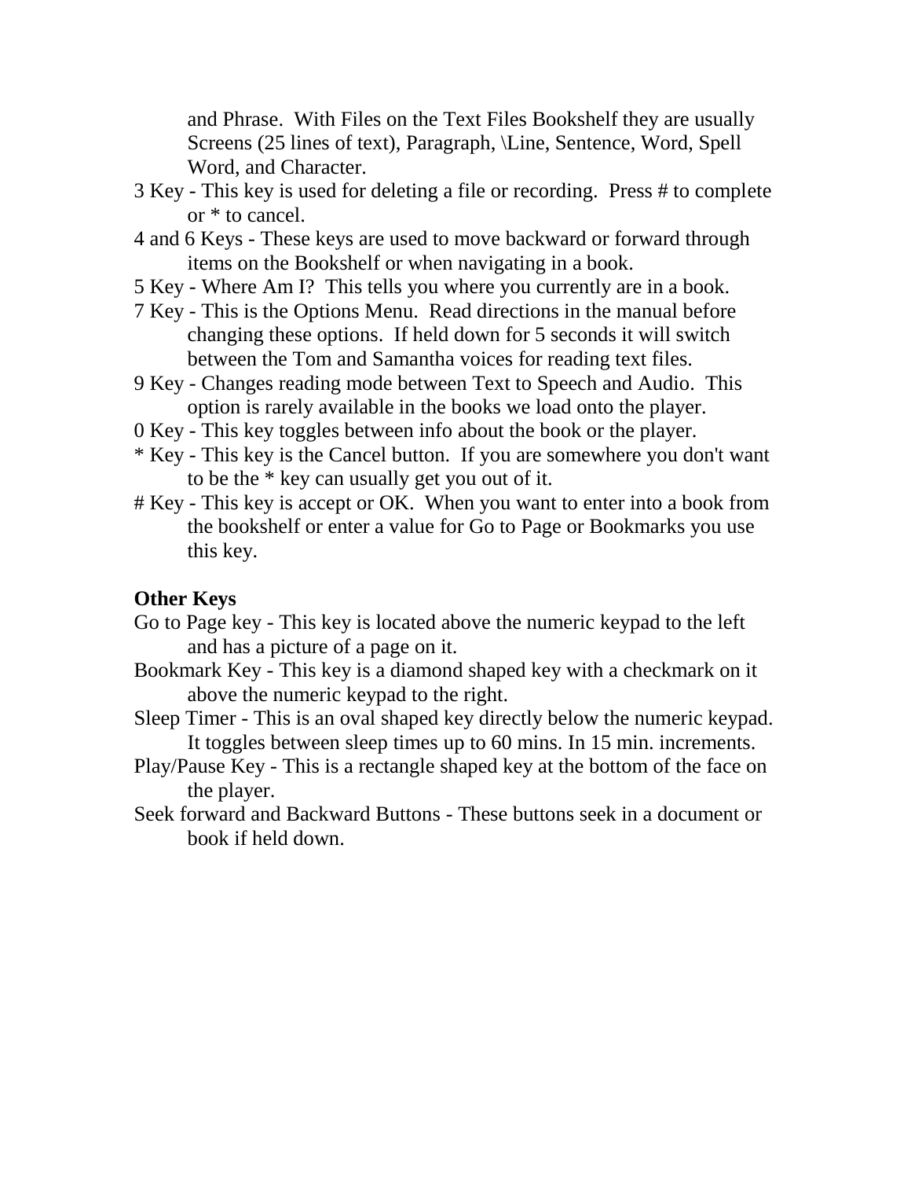and Phrase.  With Files on the Text Files Bookshelf they are usually Screens (25 lines of text), Paragraph, \Line, Sentence, Word, Spell Word, and Character.

3 Key - This key is used for deleting a file or recording.  Press # to complete or * to cancel.

4 and 6 Keys - These keys are used to move backward or forward through items on the Bookshelf or when navigating in a book.

5 Key - Where Am I?  This tells you where you currently are in a book.

7 Key - This is the Options Menu.  Read directions in the manual before changing these options.  If held down for 5 seconds it will switch between the Tom and Samantha voices for reading text files.

9 Key - Changes reading mode between Text to Speech and Audio.  This option is rarely available in the books we load onto the player.

0 Key - This key toggles between info about the book or the player.

* Key - This key is the Cancel button.  If you are somewhere you don't want to be the * key can usually get you out of it.

# Key - This key is accept or OK.  When you want to enter into a book from the bookshelf or enter a value for Go to Page or Bookmarks you use this key.

**Other Keys**

Go to Page key - This key is located above the numeric keypad to the left and has a picture of a page on it.

Bookmark Key - This key is a diamond shaped key with a checkmark on it above the numeric keypad to the right.

Sleep Timer - This is an oval shaped key directly below the numeric keypad. It toggles between sleep times up to 60 mins. In 15 min. increments.

Play/Pause Key - This is a rectangle shaped key at the bottom of the face on the player.

Seek forward and Backward Buttons - These buttons seek in a document or book if held down.